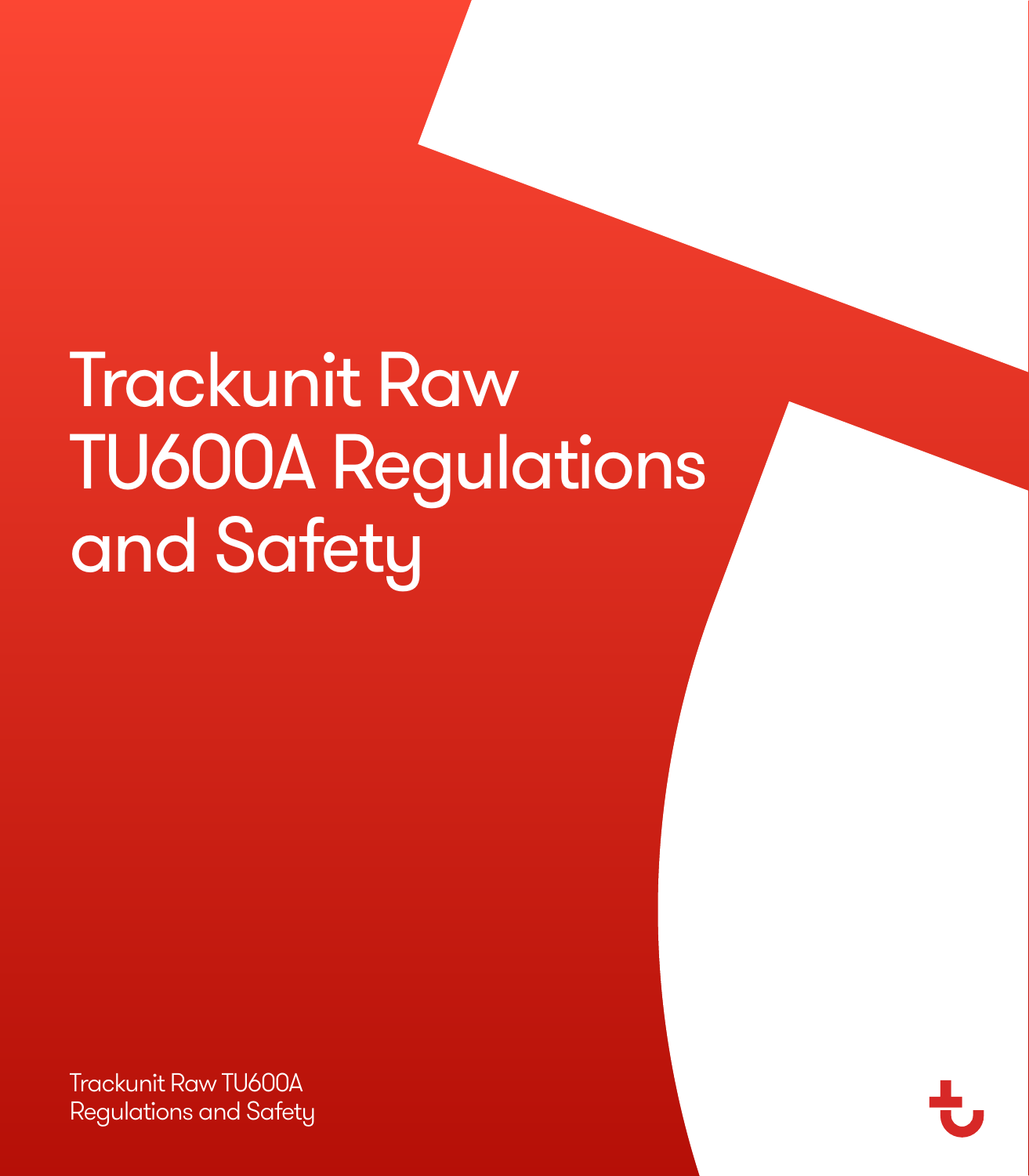# Trackunit Raw TU600A Regulations and Safety

Trackunit Raw TU600A
Regulations and Safety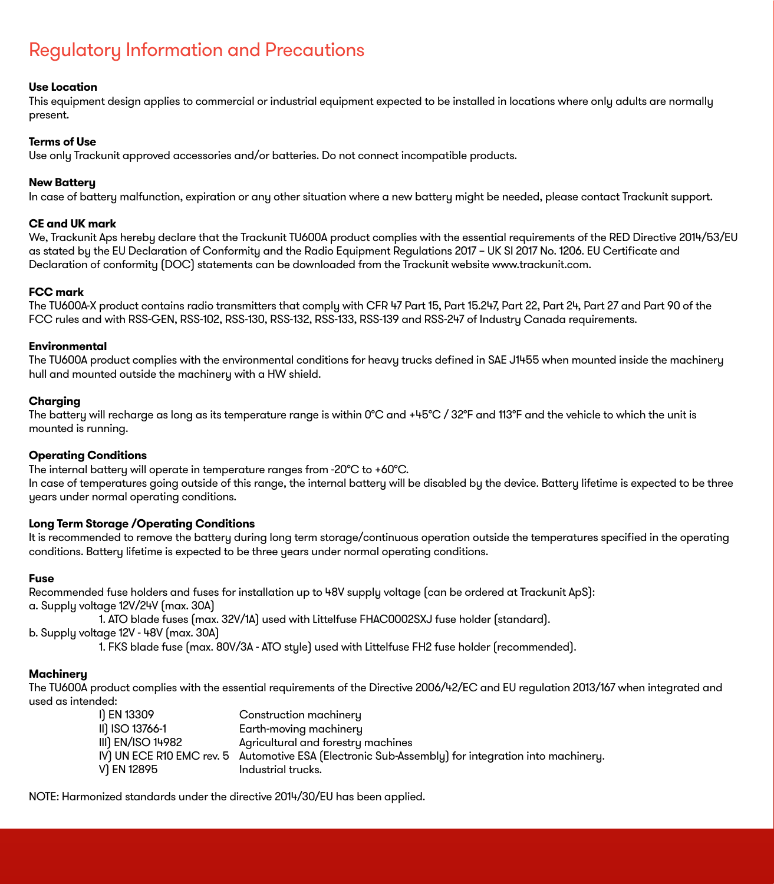# Regulatory Information and Precautions

**Use Location**
This equipment design applies to commercial or industrial equipment expected to be installed in locations where only adults are normally present.

**Terms of Use**
Use only Trackunit approved accessories and/or batteries. Do not connect incompatible products.

**New Battery**
In case of battery malfunction, expiration or any other situation where a new battery might be needed, please contact Trackunit support.

**CE and UK mark**
We, Trackunit Aps hereby declare that the Trackunit TU600A product complies with the essential requirements of the RED Directive 2014/53/EU as stated by the EU Declaration of Conformity and the Radio Equipment Regulations 2017 – UK SI 2017 No. 1206. EU Certificate and Declaration of conformity (DOC) statements can be downloaded from the Trackunit website www.trackunit.com.

**FCC mark**
The TU600A-X product contains radio transmitters that comply with CFR 47 Part 15, Part 15.247, Part 22, Part 24, Part 27 and Part 90 of the FCC rules and with RSS-GEN, RSS-102, RSS-130, RSS-132, RSS-133, RSS-139 and RSS-247 of Industry Canada requirements.

**Environmental**
The TU600A product complies with the environmental conditions for heavy trucks defined in SAE J1455 when mounted inside the machinery hull and mounted outside the machinery with a HW shield.

**Charging**
The battery will recharge as long as its temperature range is within 0°C and +45°C / 32°F and 113°F and the vehicle to which the unit is mounted is running.

**Operating Conditions**
The internal battery will operate in temperature ranges from -20°C to +60°C.
In case of temperatures going outside of this range, the internal battery will be disabled by the device. Battery lifetime is expected to be three years under normal operating conditions.

**Long Term Storage /Operating Conditions**
It is recommended to remove the battery during long term storage/continuous operation outside the temperatures specified in the operating conditions. Battery lifetime is expected to be three years under normal operating conditions.

**Fuse**
Recommended fuse holders and fuses for installation up to 48V supply voltage (can be ordered at Trackunit ApS):

a. Supply voltage 12V/24V (max. 30A)
   1. ATO blade fuses (max. 32V/1A) used with Littelfuse FHAC0002SXJ fuse holder (standard).

b. Supply voltage 12V - 48V (max. 30A)
   1. FKS blade fuse (max. 80V/3A - ATO style) used with Littelfuse FH2 fuse holder (recommended).

**Machinery**
The TU600A product complies with the essential requirements of the Directive 2006/42/EC and EU regulation 2013/167 when integrated and used as intended:

| | |
|---|---|
| I) EN 13309 | Construction machinery |
| II) ISO 13766-1 | Earth-moving machinery |
| III) EN/ISO 14982 | Agricultural and forestry machines |
| IV) UN ECE R10 EMC rev. 5 | Automotive ESA (Electronic Sub-Assembly) for integration into machinery. |
| V) EN 12895 | Industrial trucks. |

NOTE: Harmonized standards under the directive 2014/30/EU has been applied.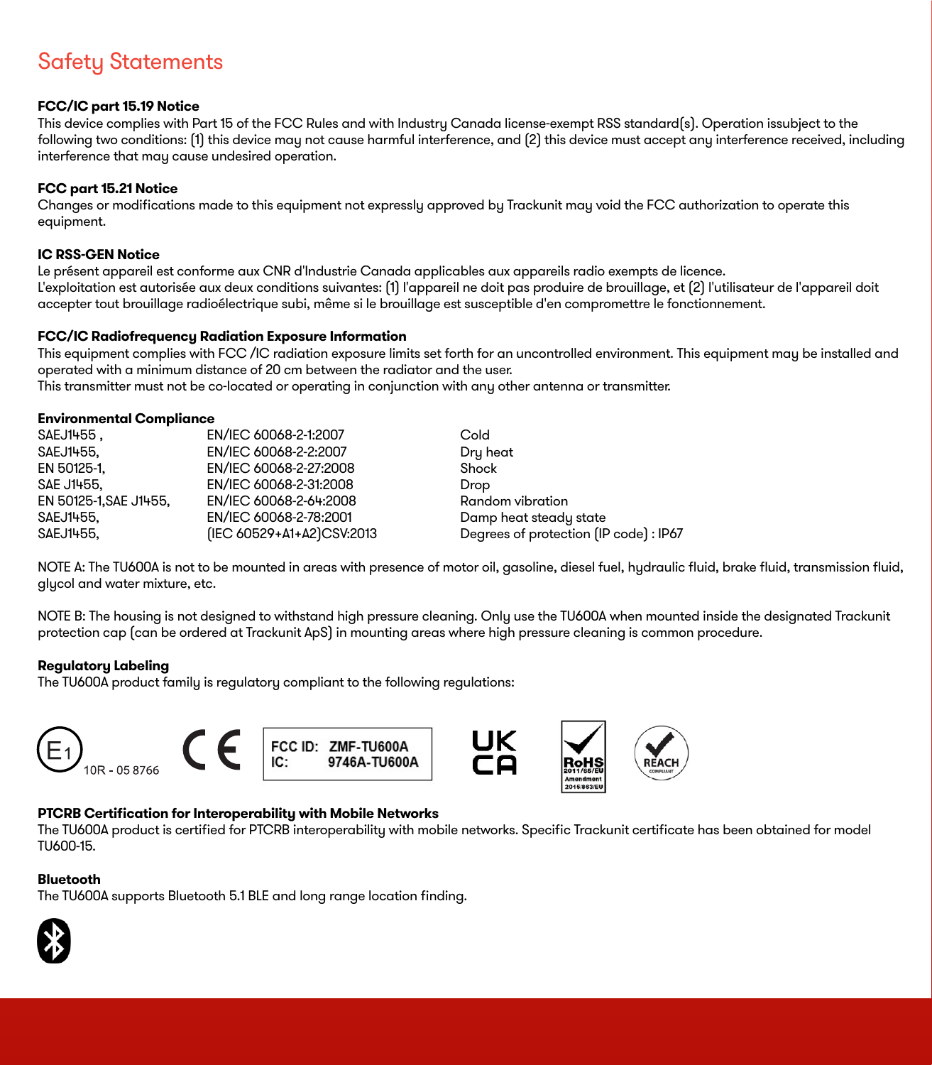# Safety Statements

**FCC/IC part 15.19 Notice**
This device complies with Part 15 of the FCC Rules and with Industry Canada license-exempt RSS standard(s). Operation issubject to the following two conditions: (1) this device may not cause harmful interference, and (2) this device must accept any interference received, including interference that may cause undesired operation.

**FCC part 15.21 Notice**
Changes or modifications made to this equipment not expressly approved by Trackunit may void the FCC authorization to operate this equipment.

**IC RSS-GEN Notice**
Le présent appareil est conforme aux CNR d'Industrie Canada applicables aux appareils radio exempts de licence.
L'exploitation est autorisée aux deux conditions suivantes: (1) l'appareil ne doit pas produire de brouillage, et (2) l'utilisateur de l'appareil doit accepter tout brouillage radioélectrique subi, même si le brouillage est susceptible d'en compromettre le fonctionnement.

**FCC/IC Radiofrequency Radiation Exposure Information**
This equipment complies with FCC /IC radiation exposure limits set forth for an uncontrolled environment. This equipment may be installed and operated with a minimum distance of 20 cm between the radiator and the user.
This transmitter must not be co-located or operating in conjunction with any other antenna or transmitter.

**Environmental Compliance**

| | | |
|---|---|---|
| SAEJ1455 , | EN/IEC 60068-2-1:2007 | Cold |
| SAEJ1455, | EN/IEC 60068-2-2:2007 | Dry heat |
| EN 50125-1, | EN/IEC 60068-2-27:2008 | Shock |
| SAE J1455, | EN/IEC 60068-2-31:2008 | Drop |
| EN 50125-1,SAE J1455, | EN/IEC 60068-2-64:2008 | Random vibration |
| SAEJ1455, | EN/IEC 60068-2-78:2001 | Damp heat steady state |
| SAEJ1455, | (IEC 60529+A1+A2)CSV:2013 | Degrees of protection (IP code) : IP67 |

NOTE A: The TU600A is not to be mounted in areas with presence of motor oil, gasoline, diesel fuel, hydraulic fluid, brake fluid, transmission fluid, glycol and water mixture, etc.

NOTE B: The housing is not designed to withstand high pressure cleaning. Only use the TU600A when mounted inside the designated Trackunit protection cap (can be ordered at Trackunit ApS) in mounting areas where high pressure cleaning is common procedure.

**Regulatory Labeling**
The TU600A product family is regulatory compliant to the following regulations:

E1 10R - 05 8766

CE

FCC ID: ZMF-TU600A
IC: 9746A-TU600A

UK CA

RoHS 2011/65/EU Amendment 2015/863/EU

REACH COMPLIANT

**PTCRB Certification for Interoperability with Mobile Networks**
The TU600A product is certified for PTCRB interoperability with mobile networks. Specific Trackunit certificate has been obtained for model TU600-15.

**Bluetooth**
The TU600A supports Bluetooth 5.1 BLE and long range location finding.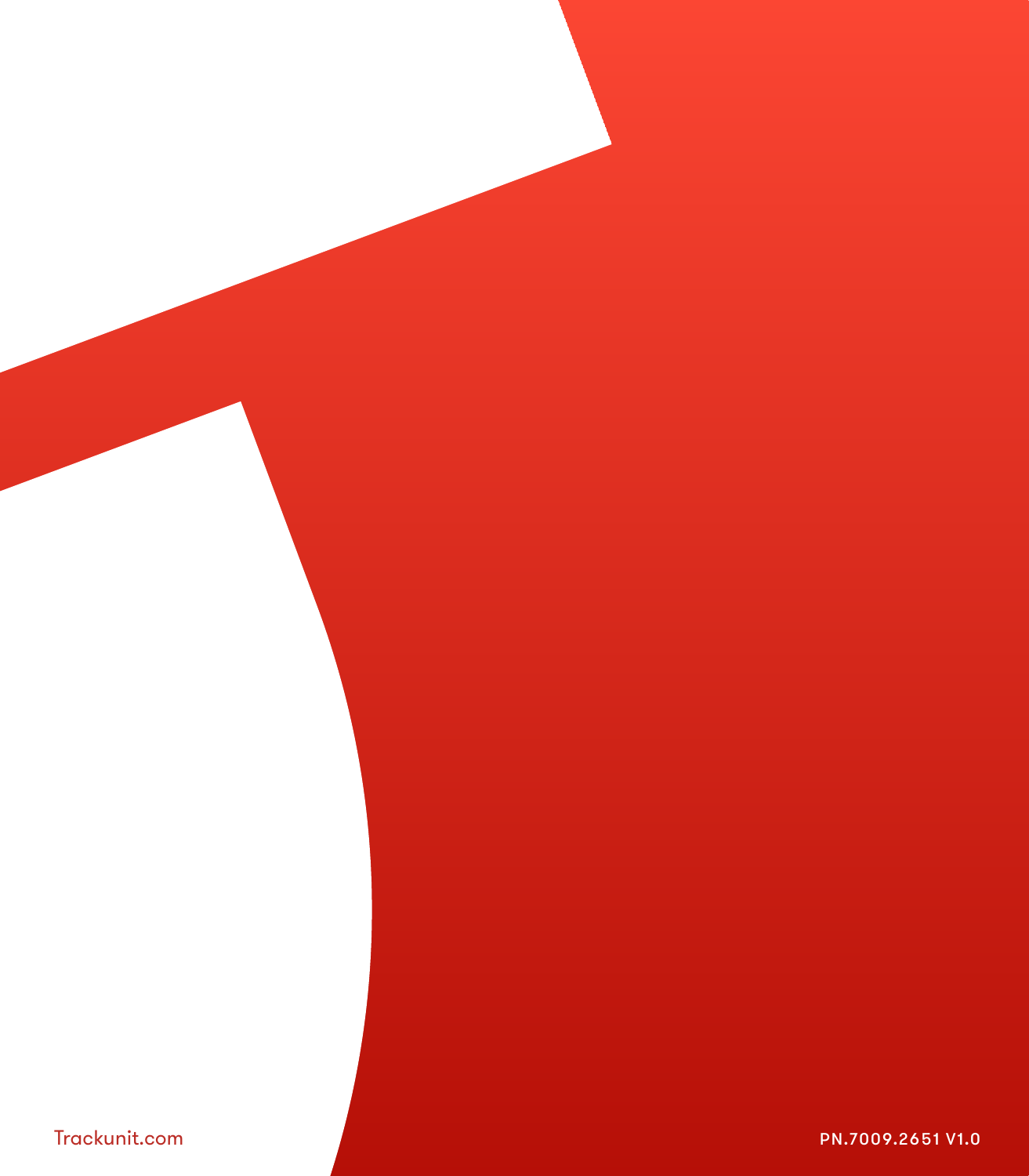Trackunit.com

PN.7009.2651 V1.0